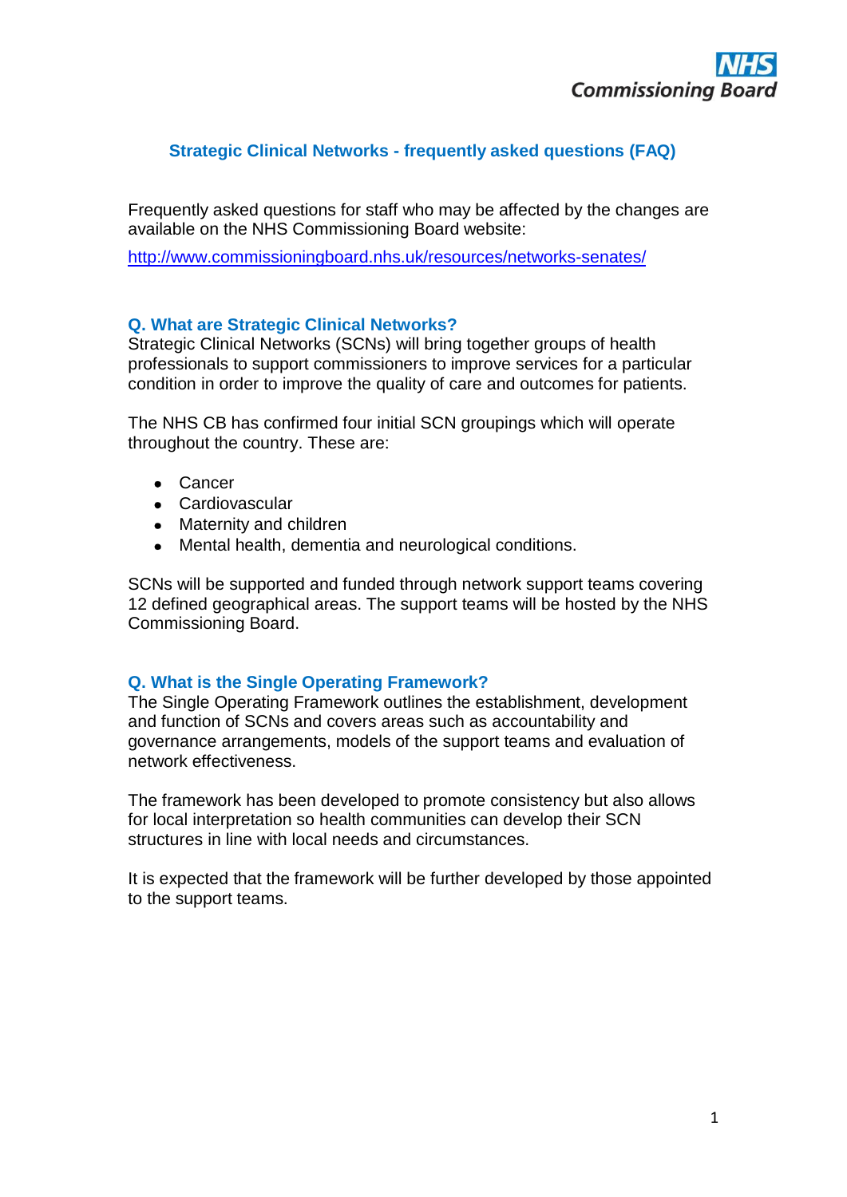NHS Commissioning Board

# Strategic Clinical Networks - frequently asked questions (FAQ)

Frequently asked questions for staff who may be affected by the changes are available on the NHS Commissioning Board website:

http://www.commissioningboard.nhs.uk/resources/networks-senates/

### Q. What are Strategic Clinical Networks?

Strategic Clinical Networks (SCNs) will bring together groups of health professionals to support commissioners to improve services for a particular condition in order to improve the quality of care and outcomes for patients.

The NHS CB has confirmed four initial SCN groupings which will operate throughout the country. These are:

- Cancer
- Cardiovascular
- Maternity and children
- Mental health, dementia and neurological conditions.

SCNs will be supported and funded through network support teams covering 12 defined geographical areas. The support teams will be hosted by the NHS Commissioning Board.

### Q. What is the Single Operating Framework?

The Single Operating Framework outlines the establishment, development and function of SCNs and covers areas such as accountability and governance arrangements, models of the support teams and evaluation of network effectiveness.

The framework has been developed to promote consistency but also allows for local interpretation so health communities can develop their SCN structures in line with local needs and circumstances.

It is expected that the framework will be further developed by those appointed to the support teams.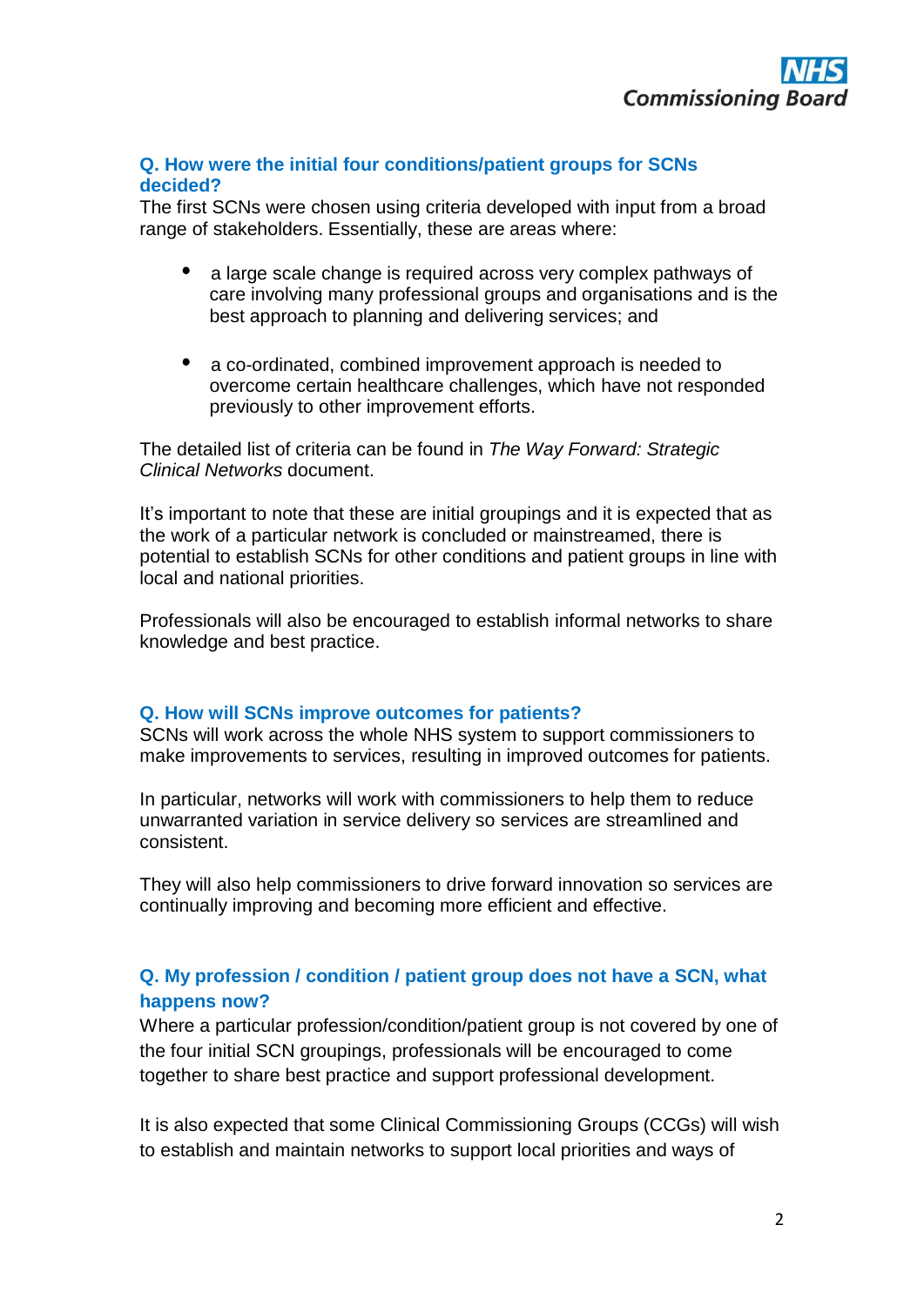### Q. How were the initial four conditions/patient groups for SCNs decided?

The first SCNs were chosen using criteria developed with input from a broad range of stakeholders. Essentially, these are areas where:

- a large scale change is required across very complex pathways of care involving many professional groups and organisations and is the best approach to planning and delivering services; and
- a co-ordinated, combined improvement approach is needed to overcome certain healthcare challenges, which have not responded previously to other improvement efforts.

The detailed list of criteria can be found in *The Way Forward: Strategic Clinical Networks* document.

It's important to note that these are initial groupings and it is expected that as the work of a particular network is concluded or mainstreamed, there is potential to establish SCNs for other conditions and patient groups in line with local and national priorities.

Professionals will also be encouraged to establish informal networks to share knowledge and best practice.

### Q. How will SCNs improve outcomes for patients?

SCNs will work across the whole NHS system to support commissioners to make improvements to services, resulting in improved outcomes for patients.

In particular, networks will work with commissioners to help them to reduce unwarranted variation in service delivery so services are streamlined and consistent.

They will also help commissioners to drive forward innovation so services are continually improving and becoming more efficient and effective.

### Q. My profession / condition / patient group does not have a SCN, what happens now?

Where a particular profession/condition/patient group is not covered by one of the four initial SCN groupings, professionals will be encouraged to come together to share best practice and support professional development.

It is also expected that some Clinical Commissioning Groups (CCGs) will wish to establish and maintain networks to support local priorities and ways of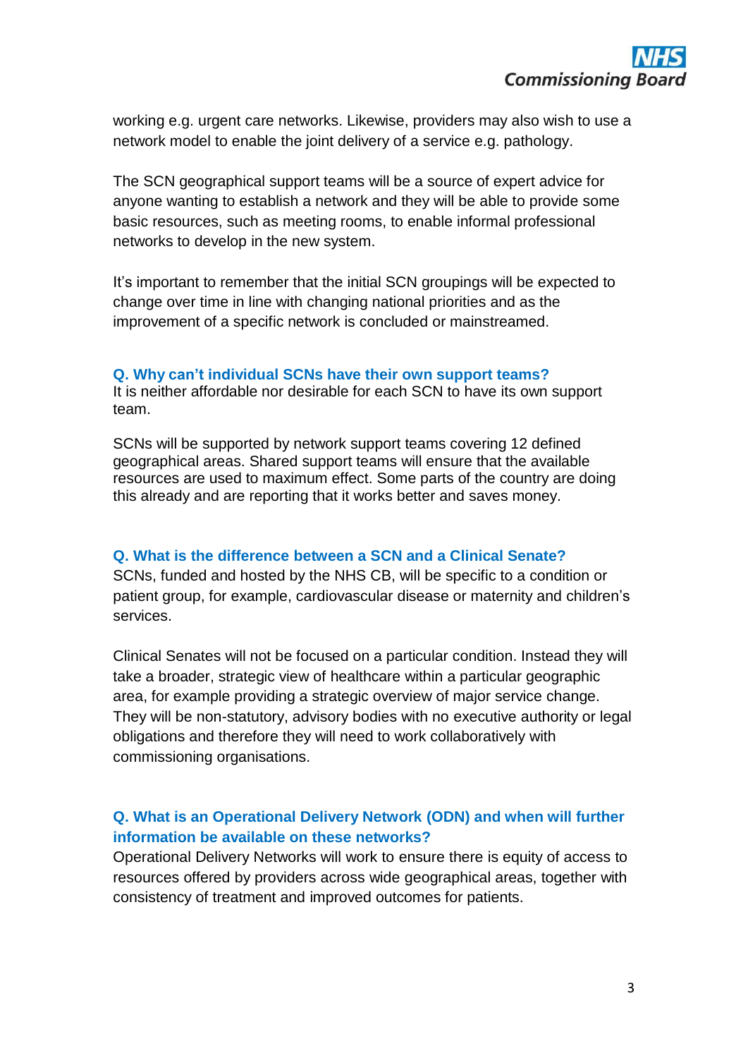working e.g. urgent care networks. Likewise, providers may also wish to use a network model to enable the joint delivery of a service e.g. pathology.

The SCN geographical support teams will be a source of expert advice for anyone wanting to establish a network and they will be able to provide some basic resources, such as meeting rooms, to enable informal professional networks to develop in the new system.

It's important to remember that the initial SCN groupings will be expected to change over time in line with changing national priorities and as the improvement of a specific network is concluded or mainstreamed.

### Q. Why can't individual SCNs have their own support teams?

It is neither affordable nor desirable for each SCN to have its own support team.

SCNs will be supported by network support teams covering 12 defined geographical areas. Shared support teams will ensure that the available resources are used to maximum effect. Some parts of the country are doing this already and are reporting that it works better and saves money.

### Q. What is the difference between a SCN and a Clinical Senate?

SCNs, funded and hosted by the NHS CB, will be specific to a condition or patient group, for example, cardiovascular disease or maternity and children's services.

Clinical Senates will not be focused on a particular condition. Instead they will take a broader, strategic view of healthcare within a particular geographic area, for example providing a strategic overview of major service change. They will be non-statutory, advisory bodies with no executive authority or legal obligations and therefore they will need to work collaboratively with commissioning organisations.

### Q. What is an Operational Delivery Network (ODN) and when will further information be available on these networks?

Operational Delivery Networks will work to ensure there is equity of access to resources offered by providers across wide geographical areas, together with consistency of treatment and improved outcomes for patients.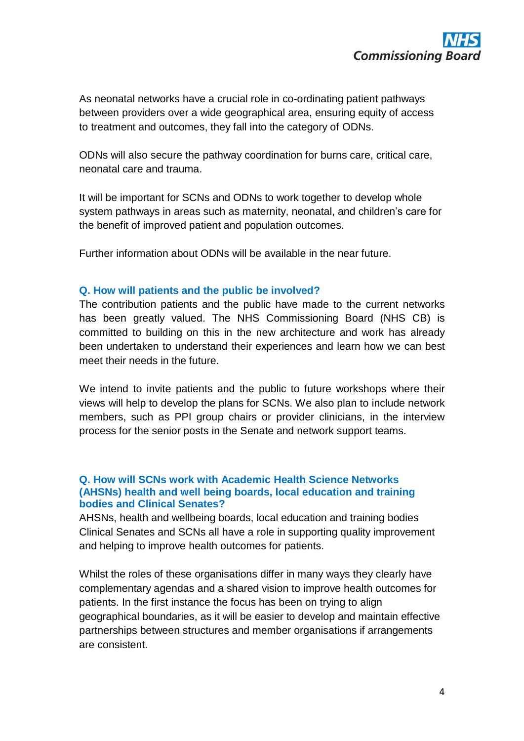As neonatal networks have a crucial role in co-ordinating patient pathways between providers over a wide geographical area, ensuring equity of access to treatment and outcomes, they fall into the category of ODNs.

ODNs will also secure the pathway coordination for burns care, critical care, neonatal care and trauma.

It will be important for SCNs and ODNs to work together to develop whole system pathways in areas such as maternity, neonatal, and children's care for the benefit of improved patient and population outcomes.

Further information about ODNs will be available in the near future.

### Q. How will patients and the public be involved?

The contribution patients and the public have made to the current networks has been greatly valued. The NHS Commissioning Board (NHS CB) is committed to building on this in the new architecture and work has already been undertaken to understand their experiences and learn how we can best meet their needs in the future.

We intend to invite patients and the public to future workshops where their views will help to develop the plans for SCNs. We also plan to include network members, such as PPI group chairs or provider clinicians, in the interview process for the senior posts in the Senate and network support teams.

### Q. How will SCNs work with Academic Health Science Networks (AHSNs) health and well being boards, local education and training bodies and Clinical Senates?

AHSNs, health and wellbeing boards, local education and training bodies Clinical Senates and SCNs all have a role in supporting quality improvement and helping to improve health outcomes for patients.

Whilst the roles of these organisations differ in many ways they clearly have complementary agendas and a shared vision to improve health outcomes for patients. In the first instance the focus has been on trying to align geographical boundaries, as it will be easier to develop and maintain effective partnerships between structures and member organisations if arrangements are consistent.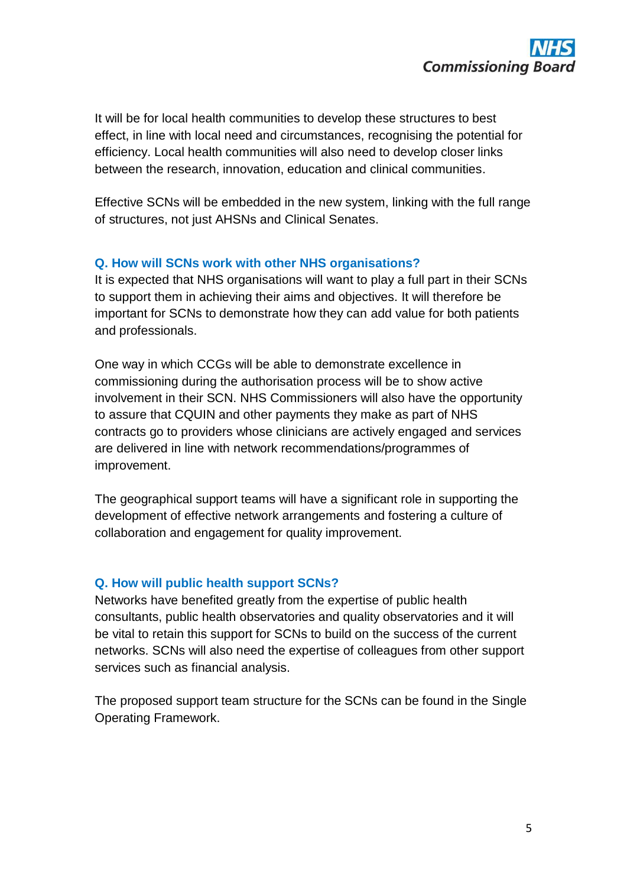It will be for local health communities to develop these structures to best effect, in line with local need and circumstances, recognising the potential for efficiency. Local health communities will also need to develop closer links between the research, innovation, education and clinical communities.

Effective SCNs will be embedded in the new system, linking with the full range of structures, not just AHSNs and Clinical Senates.

### Q. How will SCNs work with other NHS organisations?

It is expected that NHS organisations will want to play a full part in their SCNs to support them in achieving their aims and objectives. It will therefore be important for SCNs to demonstrate how they can add value for both patients and professionals.

One way in which CCGs will be able to demonstrate excellence in commissioning during the authorisation process will be to show active involvement in their SCN. NHS Commissioners will also have the opportunity to assure that CQUIN and other payments they make as part of NHS contracts go to providers whose clinicians are actively engaged and services are delivered in line with network recommendations/programmes of improvement.

The geographical support teams will have a significant role in supporting the development of effective network arrangements and fostering a culture of collaboration and engagement for quality improvement.

### Q. How will public health support SCNs?

Networks have benefited greatly from the expertise of public health consultants, public health observatories and quality observatories and it will be vital to retain this support for SCNs to build on the success of the current networks. SCNs will also need the expertise of colleagues from other support services such as financial analysis.

The proposed support team structure for the SCNs can be found in the Single Operating Framework.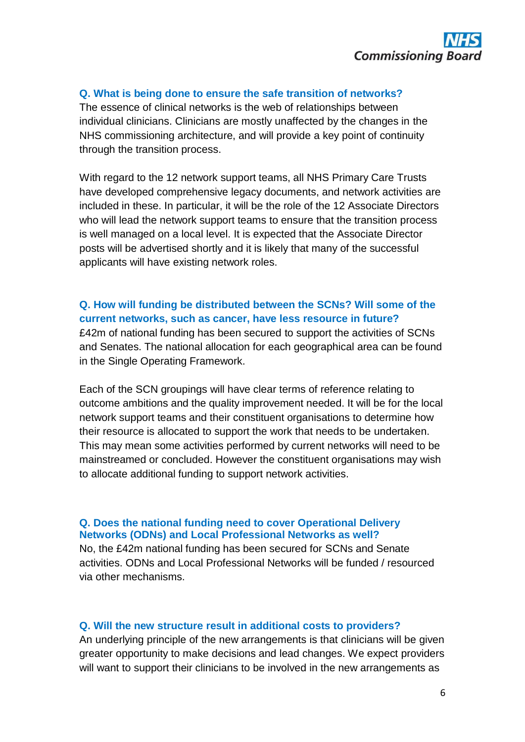### Q. What is being done to ensure the safe transition of networks?

The essence of clinical networks is the web of relationships between individual clinicians. Clinicians are mostly unaffected by the changes in the NHS commissioning architecture, and will provide a key point of continuity through the transition process.

With regard to the 12 network support teams, all NHS Primary Care Trusts have developed comprehensive legacy documents, and network activities are included in these. In particular, it will be the role of the 12 Associate Directors who will lead the network support teams to ensure that the transition process is well managed on a local level. It is expected that the Associate Director posts will be advertised shortly and it is likely that many of the successful applicants will have existing network roles.

### Q. How will funding be distributed between the SCNs? Will some of the current networks, such as cancer, have less resource in future?

£42m of national funding has been secured to support the activities of SCNs and Senates. The national allocation for each geographical area can be found in the Single Operating Framework.

Each of the SCN groupings will have clear terms of reference relating to outcome ambitions and the quality improvement needed. It will be for the local network support teams and their constituent organisations to determine how their resource is allocated to support the work that needs to be undertaken. This may mean some activities performed by current networks will need to be mainstreamed or concluded. However the constituent organisations may wish to allocate additional funding to support network activities.

### Q. Does the national funding need to cover Operational Delivery Networks (ODNs) and Local Professional Networks as well?

No, the £42m national funding has been secured for SCNs and Senate activities. ODNs and Local Professional Networks will be funded / resourced via other mechanisms.

### Q. Will the new structure result in additional costs to providers?

An underlying principle of the new arrangements is that clinicians will be given greater opportunity to make decisions and lead changes. We expect providers will want to support their clinicians to be involved in the new arrangements as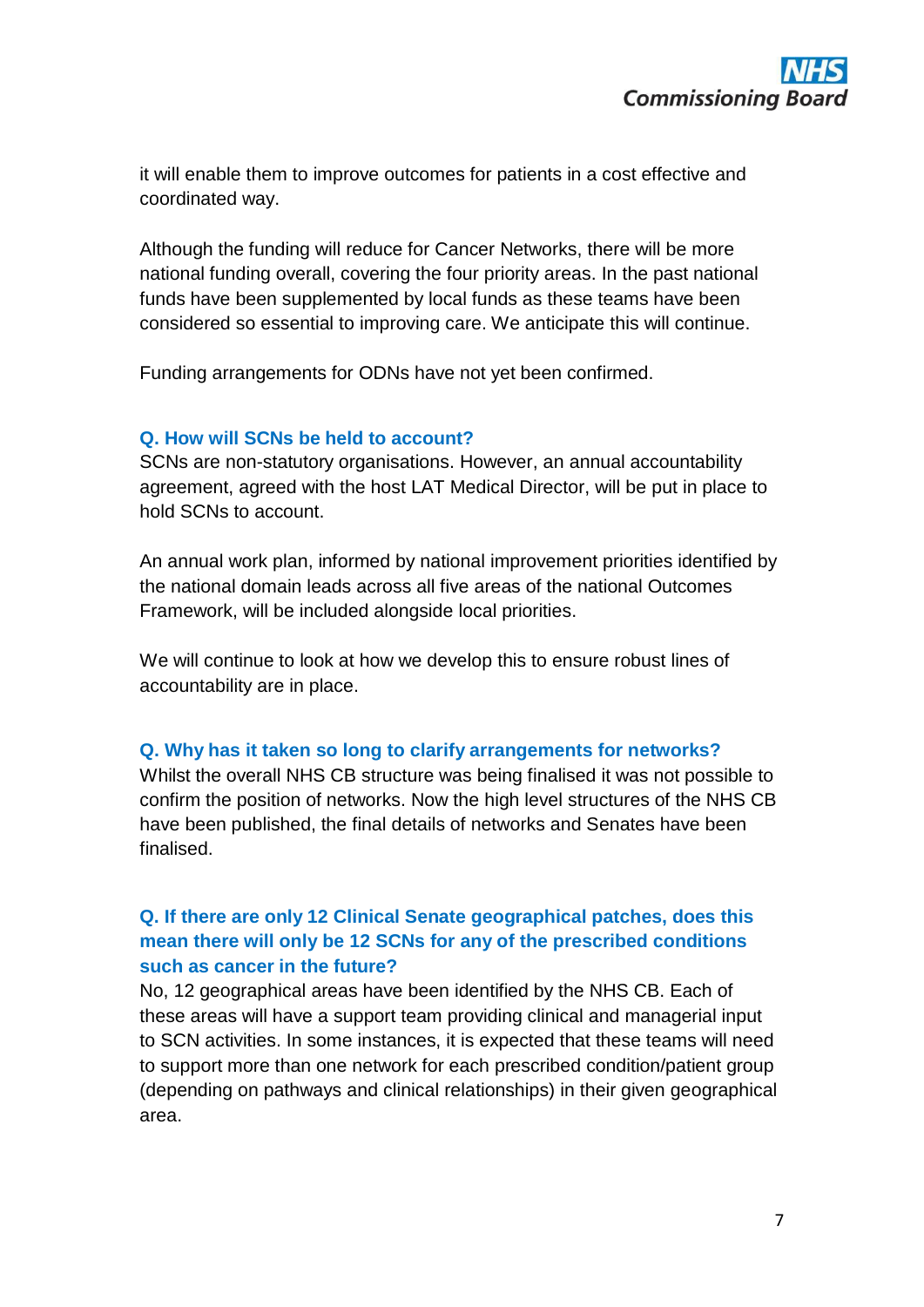it will enable them to improve outcomes for patients in a cost effective and coordinated way.

Although the funding will reduce for Cancer Networks, there will be more national funding overall, covering the four priority areas. In the past national funds have been supplemented by local funds as these teams have been considered so essential to improving care. We anticipate this will continue.

Funding arrangements for ODNs have not yet been confirmed.

### Q. How will SCNs be held to account?

SCNs are non-statutory organisations. However, an annual accountability agreement, agreed with the host LAT Medical Director, will be put in place to hold SCNs to account.

An annual work plan, informed by national improvement priorities identified by the national domain leads across all five areas of the national Outcomes Framework, will be included alongside local priorities.

We will continue to look at how we develop this to ensure robust lines of accountability are in place.

### Q. Why has it taken so long to clarify arrangements for networks?

Whilst the overall NHS CB structure was being finalised it was not possible to confirm the position of networks. Now the high level structures of the NHS CB have been published, the final details of networks and Senates have been finalised.

### Q. If there are only 12 Clinical Senate geographical patches, does this mean there will only be 12 SCNs for any of the prescribed conditions such as cancer in the future?

No, 12 geographical areas have been identified by the NHS CB. Each of these areas will have a support team providing clinical and managerial input to SCN activities. In some instances, it is expected that these teams will need to support more than one network for each prescribed condition/patient group (depending on pathways and clinical relationships) in their given geographical area.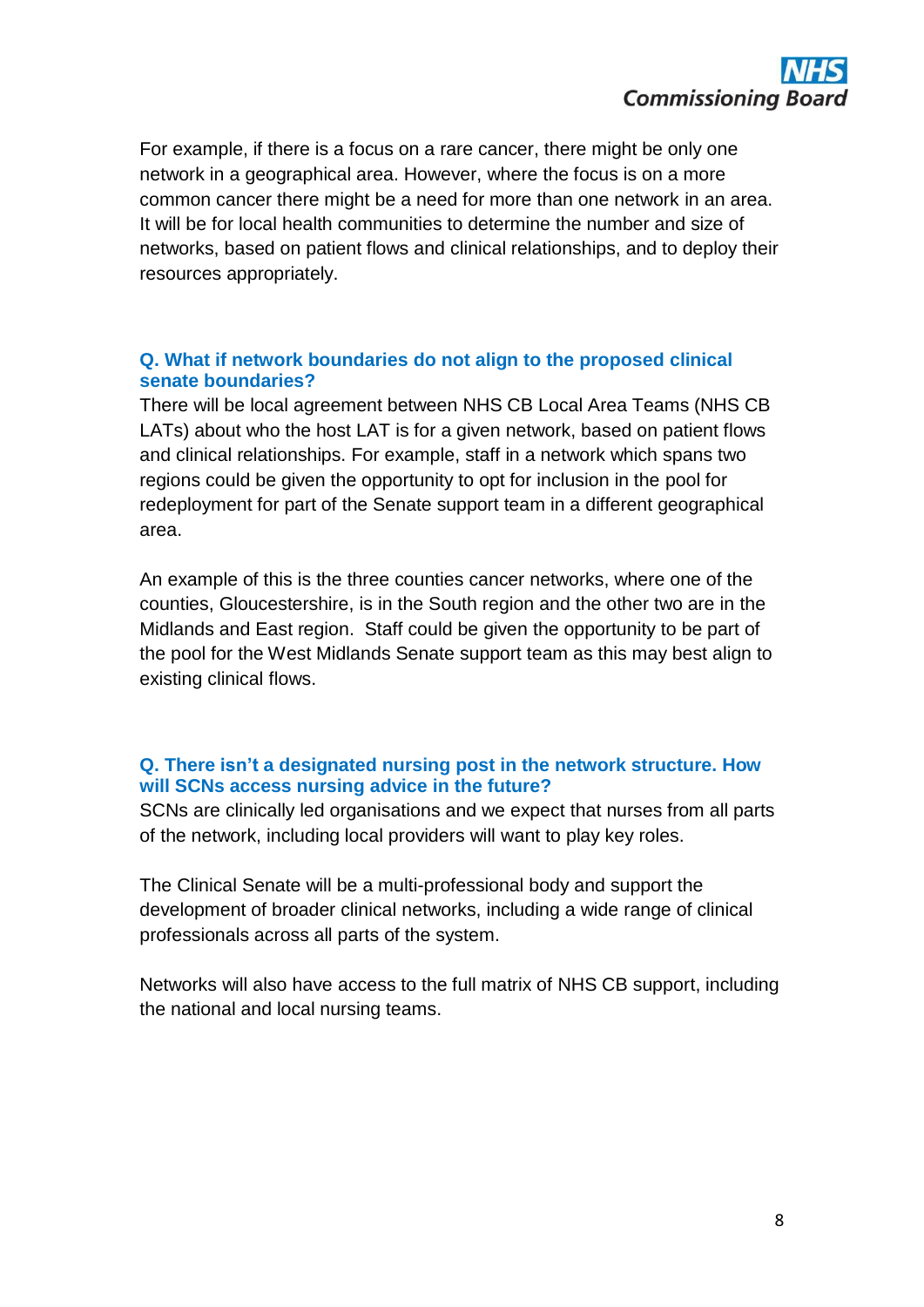For example, if there is a focus on a rare cancer, there might be only one network in a geographical area. However, where the focus is on a more common cancer there might be a need for more than one network in an area. It will be for local health communities to determine the number and size of networks, based on patient flows and clinical relationships, and to deploy their resources appropriately.

### Q. What if network boundaries do not align to the proposed clinical senate boundaries?

There will be local agreement between NHS CB Local Area Teams (NHS CB LATs) about who the host LAT is for a given network, based on patient flows and clinical relationships. For example, staff in a network which spans two regions could be given the opportunity to opt for inclusion in the pool for redeployment for part of the Senate support team in a different geographical area.

An example of this is the three counties cancer networks, where one of the counties, Gloucestershire, is in the South region and the other two are in the Midlands and East region. Staff could be given the opportunity to be part of the pool for the West Midlands Senate support team as this may best align to existing clinical flows.

### Q. There isn't a designated nursing post in the network structure. How will SCNs access nursing advice in the future?

SCNs are clinically led organisations and we expect that nurses from all parts of the network, including local providers will want to play key roles.

The Clinical Senate will be a multi-professional body and support the development of broader clinical networks, including a wide range of clinical professionals across all parts of the system.

Networks will also have access to the full matrix of NHS CB support, including the national and local nursing teams.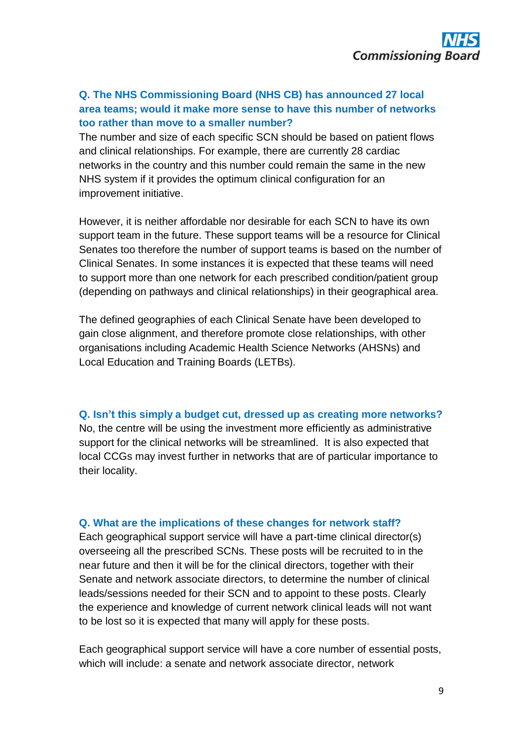**Q. The NHS Commissioning Board (NHS CB) has announced 27 local area teams; would it make more sense to have this number of networks too rather than move to a smaller number?**

The number and size of each specific SCN should be based on patient flows and clinical relationships. For example, there are currently 28 cardiac networks in the country and this number could remain the same in the new NHS system if it provides the optimum clinical configuration for an improvement initiative.

However, it is neither affordable nor desirable for each SCN to have its own support team in the future. These support teams will be a resource for Clinical Senates too therefore the number of support teams is based on the number of Clinical Senates. In some instances it is expected that these teams will need to support more than one network for each prescribed condition/patient group (depending on pathways and clinical relationships) in their geographical area.

The defined geographies of each Clinical Senate have been developed to gain close alignment, and therefore promote close relationships, with other organisations including Academic Health Science Networks (AHSNs) and Local Education and Training Boards (LETBs).

**Q. Isn't this simply a budget cut, dressed up as creating more networks?**

No, the centre will be using the investment more efficiently as administrative support for the clinical networks will be streamlined. It is also expected that local CCGs may invest further in networks that are of particular importance to their locality.

**Q. What are the implications of these changes for network staff?**

Each geographical support service will have a part-time clinical director(s) overseeing all the prescribed SCNs. These posts will be recruited to in the near future and then it will be for the clinical directors, together with their Senate and network associate directors, to determine the number of clinical leads/sessions needed for their SCN and to appoint to these posts. Clearly the experience and knowledge of current network clinical leads will not want to be lost so it is expected that many will apply for these posts.

Each geographical support service will have a core number of essential posts, which will include: a senate and network associate director, network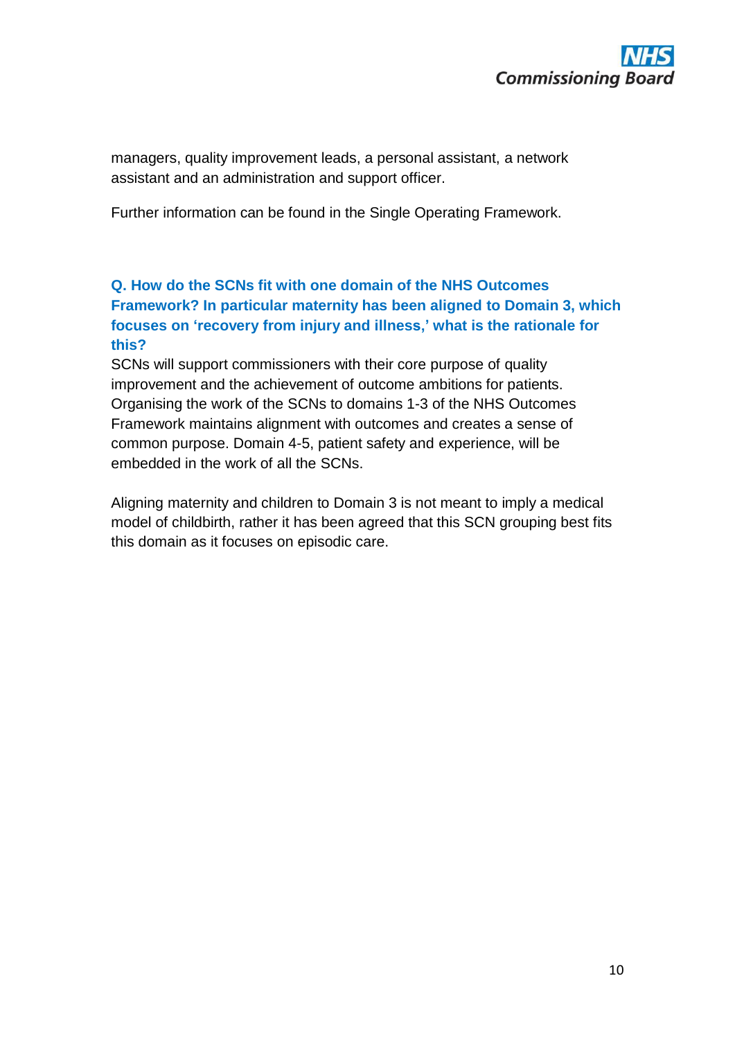managers, quality improvement leads, a personal assistant, a network assistant and an administration and support officer.

Further information can be found in the Single Operating Framework.

### Q. How do the SCNs fit with one domain of the NHS Outcomes Framework? In particular maternity has been aligned to Domain 3, which focuses on 'recovery from injury and illness,' what is the rationale for this?

SCNs will support commissioners with their core purpose of quality improvement and the achievement of outcome ambitions for patients. Organising the work of the SCNs to domains 1-3 of the NHS Outcomes Framework maintains alignment with outcomes and creates a sense of common purpose. Domain 4-5, patient safety and experience, will be embedded in the work of all the SCNs.

Aligning maternity and children to Domain 3 is not meant to imply a medical model of childbirth, rather it has been agreed that this SCN grouping best fits this domain as it focuses on episodic care.